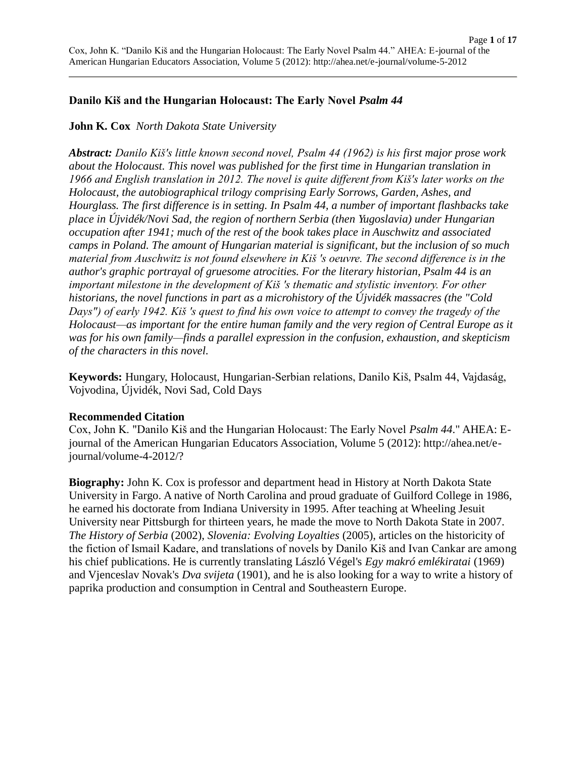# Danilo Kiš and the Hungarian Holocaust: The Early Novel *Psalm 44*

**John K. Cox** *North Dakota State University*

***Abstract:*** *Danilo Kiš's little known second novel, Psalm 44 (1962) is his first major prose work about the Holocaust. This novel was published for the first time in Hungarian translation in 1966 and English translation in 2012. The novel is quite different from Kiš's later works on the Holocaust, the autobiographical trilogy comprising Early Sorrows, Garden, Ashes, and Hourglass. The first difference is in setting. In Psalm 44, a number of important flashbacks take place in Újvidék/Novi Sad, the region of northern Serbia (then Yugoslavia) under Hungarian occupation after 1941; much of the rest of the book takes place in Auschwitz and associated camps in Poland. The amount of Hungarian material is significant, but the inclusion of so much material from Auschwitz is not found elsewhere in Kiš 's oeuvre. The second difference is in the author's graphic portrayal of gruesome atrocities. For the literary historian, Psalm 44 is an important milestone in the development of Kiš 's thematic and stylistic inventory. For other historians, the novel functions in part as a microhistory of the Újvidék massacres (the "Cold Days") of early 1942. Kiš 's quest to find his own voice to attempt to convey the tragedy of the Holocaust—as important for the entire human family and the very region of Central Europe as it was for his own family—finds a parallel expression in the confusion, exhaustion, and skepticism of the characters in this novel.*

**Keywords:** Hungary, Holocaust, Hungarian-Serbian relations, Danilo Kiš, Psalm 44, Vajdaság, Vojvodina, Újvidék, Novi Sad, Cold Days

**Recommended Citation**
Cox, John K. "Danilo Kiš and the Hungarian Holocaust: The Early Novel *Psalm 44*." AHEA: E-journal of the American Hungarian Educators Association, Volume 5 (2012): http://ahea.net/e-journal/volume-4-2012/?

**Biography:** John K. Cox is professor and department head in History at North Dakota State University in Fargo. A native of North Carolina and proud graduate of Guilford College in 1986, he earned his doctorate from Indiana University in 1995. After teaching at Wheeling Jesuit University near Pittsburgh for thirteen years, he made the move to North Dakota State in 2007. *The History of Serbia* (2002), *Slovenia: Evolving Loyalties* (2005), articles on the historicity of the fiction of Ismail Kadare, and translations of novels by Danilo Kiš and Ivan Cankar are among his chief publications. He is currently translating László Végel's *Egy makró emlékiratai* (1969) and Vjenceslav Novak's *Dva svijeta* (1901), and he is also looking for a way to write a history of paprika production and consumption in Central and Southeastern Europe.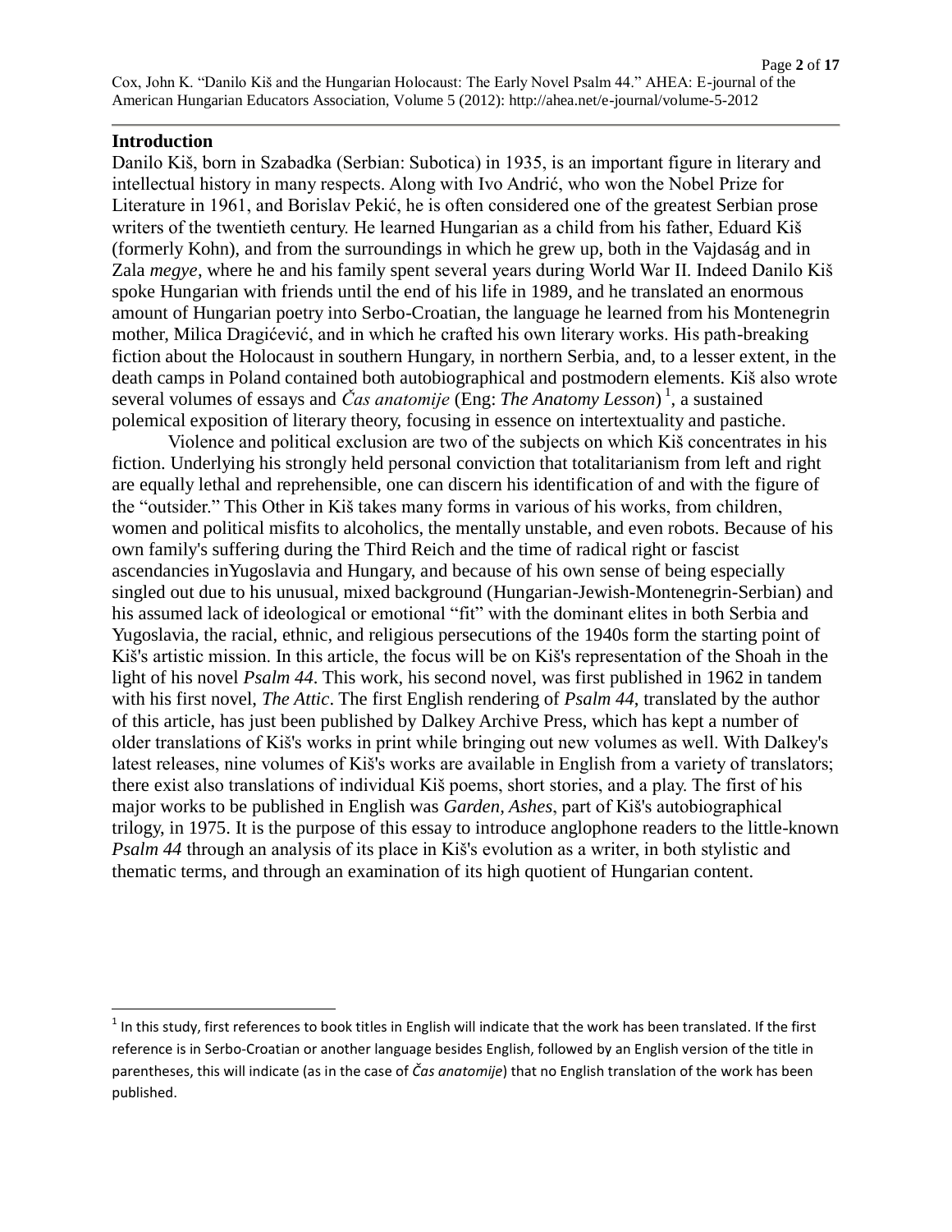## Introduction

Danilo Kiš, born in Szabadka (Serbian: Subotica) in 1935, is an important figure in literary and intellectual history in many respects. Along with Ivo Andrić, who won the Nobel Prize for Literature in 1961, and Borislav Pekić, he is often considered one of the greatest Serbian prose writers of the twentieth century. He learned Hungarian as a child from his father, Eduard Kiš (formerly Kohn), and from the surroundings in which he grew up, both in the Vajdaság and in Zala *megye*, where he and his family spent several years during World War II. Indeed Danilo Kiš spoke Hungarian with friends until the end of his life in 1989, and he translated an enormous amount of Hungarian poetry into Serbo-Croatian, the language he learned from his Montenegrin mother, Milica Dragićević, and in which he crafted his own literary works. His path-breaking fiction about the Holocaust in southern Hungary, in northern Serbia, and, to a lesser extent, in the death camps in Poland contained both autobiographical and postmodern elements. Kiš also wrote several volumes of essays and *Čas anatomije* (Eng: *The Anatomy Lesson*)[1], a sustained polemical exposition of literary theory, focusing in essence on intertextuality and pastiche.

Violence and political exclusion are two of the subjects on which Kiš concentrates in his fiction. Underlying his strongly held personal conviction that totalitarianism from left and right are equally lethal and reprehensible, one can discern his identification of and with the figure of the "outsider." This Other in Kiš takes many forms in various of his works, from children, women and political misfits to alcoholics, the mentally unstable, and even robots. Because of his own family's suffering during the Third Reich and the time of radical right or fascist ascendancies inYugoslavia and Hungary, and because of his own sense of being especially singled out due to his unusual, mixed background (Hungarian-Jewish-Montenegrin-Serbian) and his assumed lack of ideological or emotional "fit" with the dominant elites in both Serbia and Yugoslavia, the racial, ethnic, and religious persecutions of the 1940s form the starting point of Kiš's artistic mission. In this article, the focus will be on Kiš's representation of the Shoah in the light of his novel *Psalm 44*. This work, his second novel, was first published in 1962 in tandem with his first novel, *The Attic*. The first English rendering of *Psalm 44*, translated by the author of this article, has just been published by Dalkey Archive Press, which has kept a number of older translations of Kiš's works in print while bringing out new volumes as well. With Dalkey's latest releases, nine volumes of Kiš's works are available in English from a variety of translators; there exist also translations of individual Kiš poems, short stories, and a play. The first of his major works to be published in English was *Garden, Ashes*, part of Kiš's autobiographical trilogy, in 1975. It is the purpose of this essay to introduce anglophone readers to the little-known *Psalm 44* through an analysis of its place in Kiš's evolution as a writer, in both stylistic and thematic terms, and through an examination of its high quotient of Hungarian content.

---

[1] In this study, first references to book titles in English will indicate that the work has been translated. If the first reference is in Serbo-Croatian or another language besides English, followed by an English version of the title in parentheses, this will indicate (as in the case of *Čas anatomije*) that no English translation of the work has been published.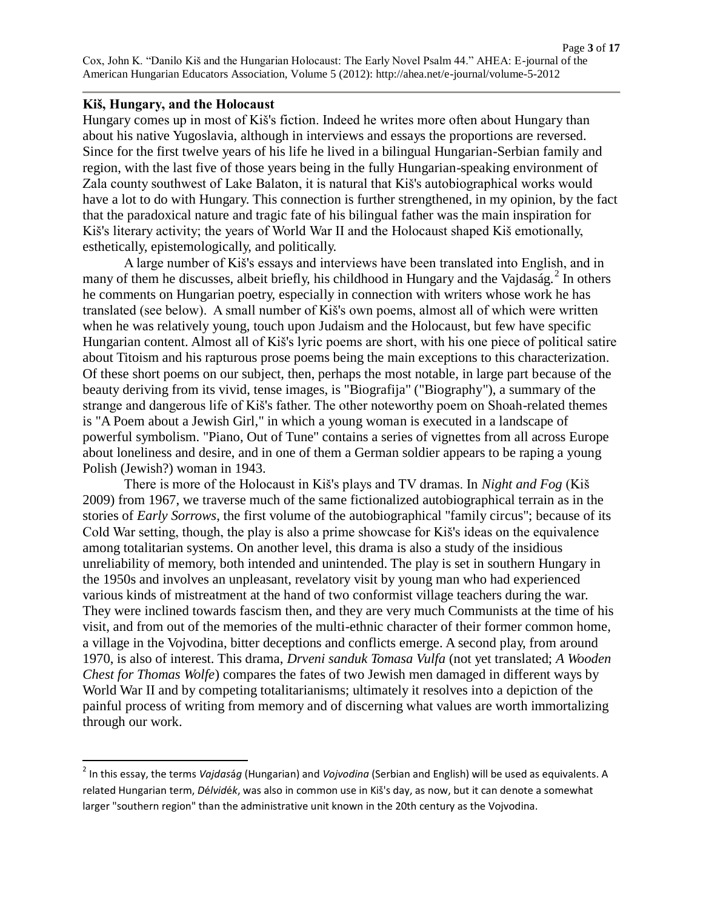## Kiš, Hungary, and the Holocaust

Hungary comes up in most of Kiš's fiction. Indeed he writes more often about Hungary than about his native Yugoslavia, although in interviews and essays the proportions are reversed. Since for the first twelve years of his life he lived in a bilingual Hungarian-Serbian family and region, with the last five of those years being in the fully Hungarian-speaking environment of Zala county southwest of Lake Balaton, it is natural that Kiš's autobiographical works would have a lot to do with Hungary. This connection is further strengthened, in my opinion, by the fact that the paradoxical nature and tragic fate of his bilingual father was the main inspiration for Kiš's literary activity; the years of World War II and the Holocaust shaped Kiš emotionally, esthetically, epistemologically, and politically.

A large number of Kiš's essays and interviews have been translated into English, and in many of them he discusses, albeit briefly, his childhood in Hungary and the Vajdaság.[2] In others he comments on Hungarian poetry, especially in connection with writers whose work he has translated (see below). A small number of Kiš's own poems, almost all of which were written when he was relatively young, touch upon Judaism and the Holocaust, but few have specific Hungarian content. Almost all of Kiš's lyric poems are short, with his one piece of political satire about Titoism and his rapturous prose poems being the main exceptions to this characterization. Of these short poems on our subject, then, perhaps the most notable, in large part because of the beauty deriving from its vivid, tense images, is "Biografija" ("Biography"), a summary of the strange and dangerous life of Kiš's father. The other noteworthy poem on Shoah-related themes is "A Poem about a Jewish Girl," in which a young woman is executed in a landscape of powerful symbolism. "Piano, Out of Tune" contains a series of vignettes from all across Europe about loneliness and desire, and in one of them a German soldier appears to be raping a young Polish (Jewish?) woman in 1943.

There is more of the Holocaust in Kiš's plays and TV dramas. In *Night and Fog* (Kiš 2009) from 1967, we traverse much of the same fictionalized autobiographical terrain as in the stories of *Early Sorrows*, the first volume of the autobiographical "family circus"; because of its Cold War setting, though, the play is also a prime showcase for Kiš's ideas on the equivalence among totalitarian systems. On another level, this drama is also a study of the insidious unreliability of memory, both intended and unintended. The play is set in southern Hungary in the 1950s and involves an unpleasant, revelatory visit by young man who had experienced various kinds of mistreatment at the hand of two conformist village teachers during the war. They were inclined towards fascism then, and they are very much Communists at the time of his visit, and from out of the memories of the multi-ethnic character of their former common home, a village in the Vojvodina, bitter deceptions and conflicts emerge. A second play, from around 1970, is also of interest. This drama, *Drveni sanduk Tomasa Vulfa* (not yet translated; *A Wooden Chest for Thomas Wolfe*) compares the fates of two Jewish men damaged in different ways by World War II and by competing totalitarianisms; ultimately it resolves into a depiction of the painful process of writing from memory and of discerning what values are worth immortalizing through our work.

---

[2] In this essay, the terms *Vajdaság* (Hungarian) and *Vojvodina* (Serbian and English) will be used as equivalents. A related Hungarian term, *Délvidék*, was also in common use in Kiš's day, as now, but it can denote a somewhat larger "southern region" than the administrative unit known in the 20th century as the Vojvodina.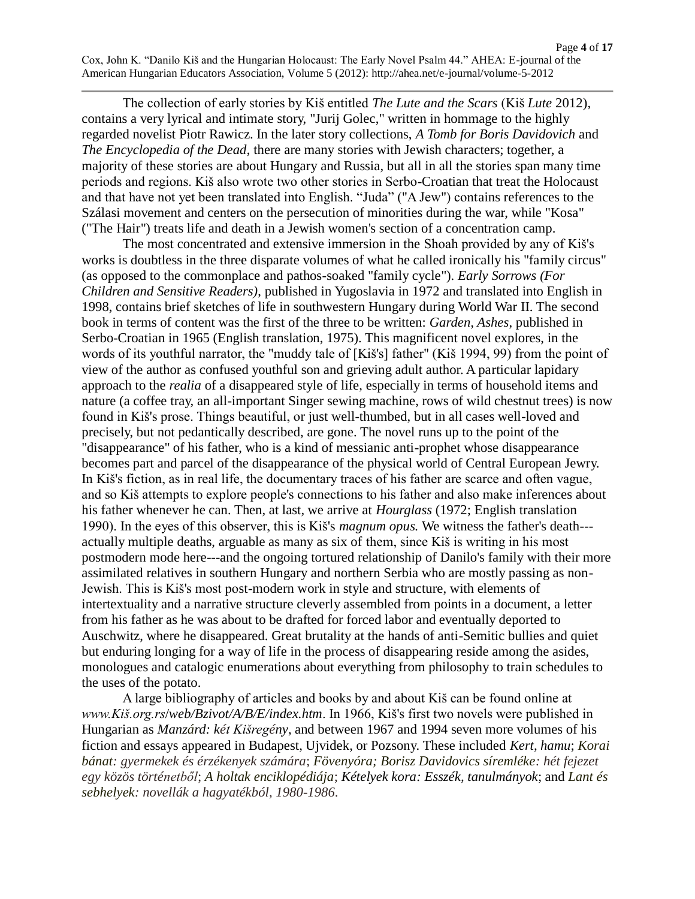The collection of early stories by Kiš entitled *The Lute and the Scars* (Kiš *Lute* 2012), contains a very lyrical and intimate story, "Jurij Golec," written in hommage to the highly regarded novelist Piotr Rawicz. In the later story collections, *A Tomb for Boris Davidovich* and *The Encyclopedia of the Dead*, there are many stories with Jewish characters; together, a majority of these stories are about Hungary and Russia, but all in all the stories span many time periods and regions. Kiš also wrote two other stories in Serbo-Croatian that treat the Holocaust and that have not yet been translated into English. "Juda" ("A Jew") contains references to the Szálasi movement and centers on the persecution of minorities during the war, while "Kosa" ("The Hair") treats life and death in a Jewish women's section of a concentration camp.

The most concentrated and extensive immersion in the Shoah provided by any of Kiš's works is doubtless in the three disparate volumes of what he called ironically his "family circus" (as opposed to the commonplace and pathos-soaked "family cycle"). *Early Sorrows (For Children and Sensitive Readers)*, published in Yugoslavia in 1972 and translated into English in 1998, contains brief sketches of life in southwestern Hungary during World War II. The second book in terms of content was the first of the three to be written: *Garden, Ashes*, published in Serbo-Croatian in 1965 (English translation, 1975). This magnificent novel explores, in the words of its youthful narrator, the "muddy tale of [Kiš's] father" (Kiš 1994, 99) from the point of view of the author as confused youthful son and grieving adult author. A particular lapidary approach to the *realia* of a disappeared style of life, especially in terms of household items and nature (a coffee tray, an all-important Singer sewing machine, rows of wild chestnut trees) is now found in Kiš's prose. Things beautiful, or just well-thumbed, but in all cases well-loved and precisely, but not pedantically described, are gone. The novel runs up to the point of the "disappearance" of his father, who is a kind of messianic anti-prophet whose disappearance becomes part and parcel of the disappearance of the physical world of Central European Jewry. In Kiš's fiction, as in real life, the documentary traces of his father are scarce and often vague, and so Kiš attempts to explore people's connections to his father and also make inferences about his father whenever he can. Then, at last, we arrive at *Hourglass* (1972; English translation 1990). In the eyes of this observer, this is Kiš's *magnum opus.* We witness the father's death---actually multiple deaths, arguable as many as six of them, since Kiš is writing in his most postmodern mode here---and the ongoing tortured relationship of Danilo's family with their more assimilated relatives in southern Hungary and northern Serbia who are mostly passing as non-Jewish. This is Kiš's most post-modern work in style and structure, with elements of intertextuality and a narrative structure cleverly assembled from points in a document, a letter from his father as he was about to be drafted for forced labor and eventually deported to Auschwitz, where he disappeared. Great brutality at the hands of anti-Semitic bullies and quiet but enduring longing for a way of life in the process of disappearing reside among the asides, monologues and catalogic enumerations about everything from philosophy to train schedules to the uses of the potato.

A large bibliography of articles and books by and about Kiš can be found online at *www.Kiš.org.rs/web/Bzivot/A/B/E/index.htm*. In 1966, Kiš's first two novels were published in Hungarian as *Manzárd: két Kišregény*, and between 1967 and 1994 seven more volumes of his fiction and essays appeared in Budapest, Ujvidek, or Pozsony. These included *Kert, hamu*; *Korai bánat: gyermekek és érzékenyek számára*; *Fövenyóra; Borisz Davidovics síremléke: hét fejezet egy közös történetből*; *A holtak enciklopédiája*; *Kételyek kora: Esszék, tanulmányok*; and *Lant és sebhelyek: novellák a hagyatékból, 1980-1986*.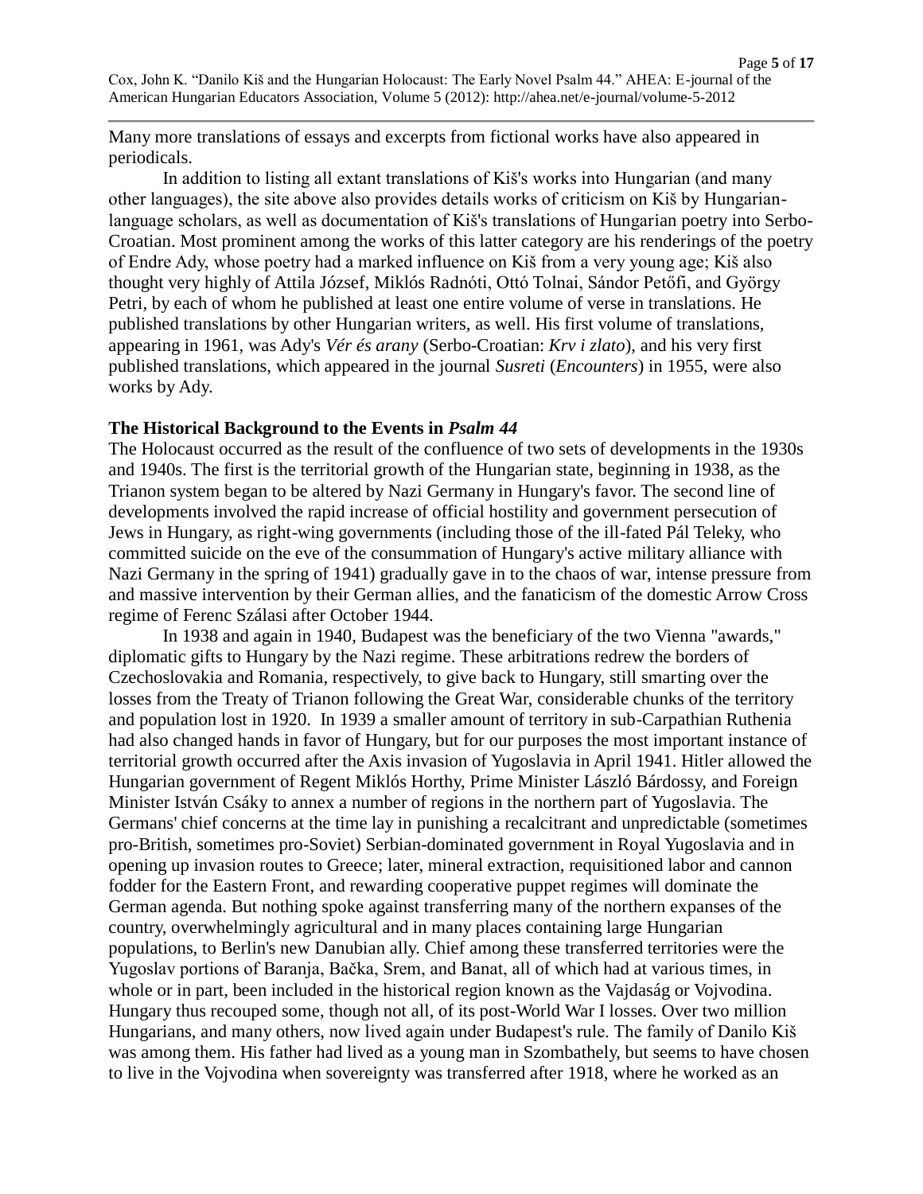Many more translations of essays and excerpts from fictional works have also appeared in periodicals.

In addition to listing all extant translations of Kiš's works into Hungarian (and many other languages), the site above also provides details works of criticism on Kiš by Hungarian-language scholars, as well as documentation of Kiš's translations of Hungarian poetry into Serbo-Croatian. Most prominent among the works of this latter category are his renderings of the poetry of Endre Ady, whose poetry had a marked influence on Kiš from a very young age; Kiš also thought very highly of Attila József, Miklós Radnóti, Ottó Tolnai, Sándor Petőfi, and György Petri, by each of whom he published at least one entire volume of verse in translations. He published translations by other Hungarian writers, as well. His first volume of translations, appearing in 1961, was Ady's *Vér és arany* (Serbo-Croatian: *Krv i zlato*), and his very first published translations, which appeared in the journal *Susreti* (*Encounters*) in 1955, were also works by Ady.

**The Historical Background to the Events in *Psalm 44***

The Holocaust occurred as the result of the confluence of two sets of developments in the 1930s and 1940s. The first is the territorial growth of the Hungarian state, beginning in 1938, as the Trianon system began to be altered by Nazi Germany in Hungary's favor. The second line of developments involved the rapid increase of official hostility and government persecution of Jews in Hungary, as right-wing governments (including those of the ill-fated Pál Teleky, who committed suicide on the eve of the consummation of Hungary's active military alliance with Nazi Germany in the spring of 1941) gradually gave in to the chaos of war, intense pressure from and massive intervention by their German allies, and the fanaticism of the domestic Arrow Cross regime of Ferenc Szálasi after October 1944.

In 1938 and again in 1940, Budapest was the beneficiary of the two Vienna "awards," diplomatic gifts to Hungary by the Nazi regime. These arbitrations redrew the borders of Czechoslovakia and Romania, respectively, to give back to Hungary, still smarting over the losses from the Treaty of Trianon following the Great War, considerable chunks of the territory and population lost in 1920. In 1939 a smaller amount of territory in sub-Carpathian Ruthenia had also changed hands in favor of Hungary, but for our purposes the most important instance of territorial growth occurred after the Axis invasion of Yugoslavia in April 1941. Hitler allowed the Hungarian government of Regent Miklós Horthy, Prime Minister László Bárdossy, and Foreign Minister István Csáky to annex a number of regions in the northern part of Yugoslavia. The Germans' chief concerns at the time lay in punishing a recalcitrant and unpredictable (sometimes pro-British, sometimes pro-Soviet) Serbian-dominated government in Royal Yugoslavia and in opening up invasion routes to Greece; later, mineral extraction, requisitioned labor and cannon fodder for the Eastern Front, and rewarding cooperative puppet regimes will dominate the German agenda. But nothing spoke against transferring many of the northern expanses of the country, overwhelmingly agricultural and in many places containing large Hungarian populations, to Berlin's new Danubian ally. Chief among these transferred territories were the Yugoslav portions of Baranja, Bačka, Srem, and Banat, all of which had at various times, in whole or in part, been included in the historical region known as the Vajdaság or Vojvodina. Hungary thus recouped some, though not all, of its post-World War I losses. Over two million Hungarians, and many others, now lived again under Budapest's rule. The family of Danilo Kiš was among them. His father had lived as a young man in Szombathely, but seems to have chosen to live in the Vojvodina when sovereignty was transferred after 1918, where he worked as an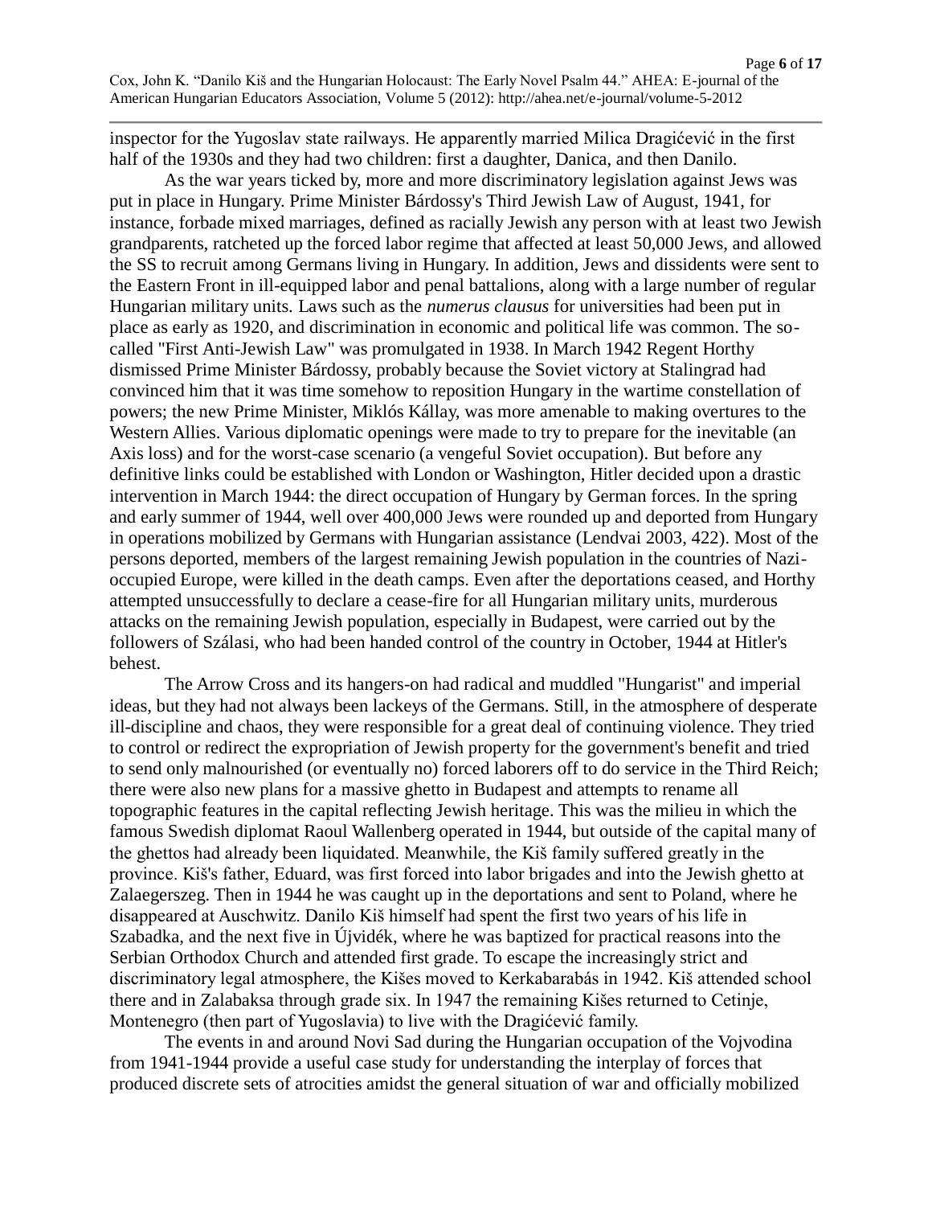inspector for the Yugoslav state railways. He apparently married Milica Dragićević in the first half of the 1930s and they had two children: first a daughter, Danica, and then Danilo.

As the war years ticked by, more and more discriminatory legislation against Jews was put in place in Hungary. Prime Minister Bárdossy's Third Jewish Law of August, 1941, for instance, forbade mixed marriages, defined as racially Jewish any person with at least two Jewish grandparents, ratcheted up the forced labor regime that affected at least 50,000 Jews, and allowed the SS to recruit among Germans living in Hungary. In addition, Jews and dissidents were sent to the Eastern Front in ill-equipped labor and penal battalions, along with a large number of regular Hungarian military units. Laws such as the *numerus clausus* for universities had been put in place as early as 1920, and discrimination in economic and political life was common. The so-called "First Anti-Jewish Law" was promulgated in 1938. In March 1942 Regent Horthy dismissed Prime Minister Bárdossy, probably because the Soviet victory at Stalingrad had convinced him that it was time somehow to reposition Hungary in the wartime constellation of powers; the new Prime Minister, Miklós Kállay, was more amenable to making overtures to the Western Allies. Various diplomatic openings were made to try to prepare for the inevitable (an Axis loss) and for the worst-case scenario (a vengeful Soviet occupation). But before any definitive links could be established with London or Washington, Hitler decided upon a drastic intervention in March 1944: the direct occupation of Hungary by German forces. In the spring and early summer of 1944, well over 400,000 Jews were rounded up and deported from Hungary in operations mobilized by Germans with Hungarian assistance (Lendvai 2003, 422). Most of the persons deported, members of the largest remaining Jewish population in the countries of Nazi-occupied Europe, were killed in the death camps. Even after the deportations ceased, and Horthy attempted unsuccessfully to declare a cease-fire for all Hungarian military units, murderous attacks on the remaining Jewish population, especially in Budapest, were carried out by the followers of Szálasi, who had been handed control of the country in October, 1944 at Hitler's behest.

The Arrow Cross and its hangers-on had radical and muddled "Hungarist" and imperial ideas, but they had not always been lackeys of the Germans. Still, in the atmosphere of desperate ill-discipline and chaos, they were responsible for a great deal of continuing violence. They tried to control or redirect the expropriation of Jewish property for the government's benefit and tried to send only malnourished (or eventually no) forced laborers off to do service in the Third Reich; there were also new plans for a massive ghetto in Budapest and attempts to rename all topographic features in the capital reflecting Jewish heritage. This was the milieu in which the famous Swedish diplomat Raoul Wallenberg operated in 1944, but outside of the capital many of the ghettos had already been liquidated. Meanwhile, the Kiš family suffered greatly in the province. Kiš's father, Eduard, was first forced into labor brigades and into the Jewish ghetto at Zalaegerszeg. Then in 1944 he was caught up in the deportations and sent to Poland, where he disappeared at Auschwitz. Danilo Kiš himself had spent the first two years of his life in Szabadka, and the next five in Újvidék, where he was baptized for practical reasons into the Serbian Orthodox Church and attended first grade. To escape the increasingly strict and discriminatory legal atmosphere, the Kišes moved to Kerkabarabás in 1942. Kiš attended school there and in Zalabaksa through grade six. In 1947 the remaining Kišes returned to Cetinje, Montenegro (then part of Yugoslavia) to live with the Dragićević family.

The events in and around Novi Sad during the Hungarian occupation of the Vojvodina from 1941-1944 provide a useful case study for understanding the interplay of forces that produced discrete sets of atrocities amidst the general situation of war and officially mobilized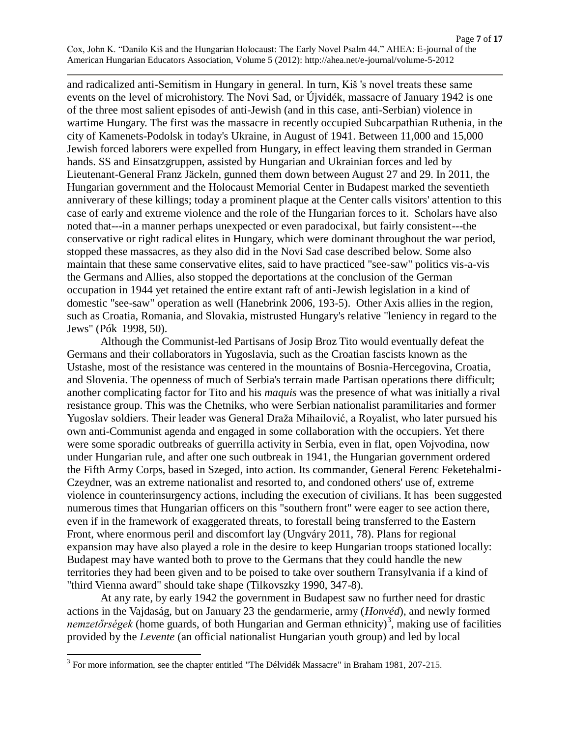and radicalized anti-Semitism in Hungary in general. In turn, Kiš 's novel treats these same events on the level of microhistory. The Novi Sad, or Újvidék, massacre of January 1942 is one of the three most salient episodes of anti-Jewish (and in this case, anti-Serbian) violence in wartime Hungary. The first was the massacre in recently occupied Subcarpathian Ruthenia, in the city of Kamenets-Podolsk in today's Ukraine, in August of 1941. Between 11,000 and 15,000 Jewish forced laborers were expelled from Hungary, in effect leaving them stranded in German hands. SS and Einsatzgruppen, assisted by Hungarian and Ukrainian forces and led by Lieutenant-General Franz Jäckeln, gunned them down between August 27 and 29. In 2011, the Hungarian government and the Holocaust Memorial Center in Budapest marked the seventieth anniverary of these killings; today a prominent plaque at the Center calls visitors' attention to this case of early and extreme violence and the role of the Hungarian forces to it. Scholars have also noted that---in a manner perhaps unexpected or even paradocixal, but fairly consistent---the conservative or right radical elites in Hungary, which were dominant throughout the war period, stopped these massacres, as they also did in the Novi Sad case described below. Some also maintain that these same conservative elites, said to have practiced "see-saw" politics vis-a-vis the Germans and Allies, also stopped the deportations at the conclusion of the German occupation in 1944 yet retained the entire extant raft of anti-Jewish legislation in a kind of domestic "see-saw" operation as well (Hanebrink 2006, 193-5). Other Axis allies in the region, such as Croatia, Romania, and Slovakia, mistrusted Hungary's relative "leniency in regard to the Jews" (Pók 1998, 50).

Although the Communist-led Partisans of Josip Broz Tito would eventually defeat the Germans and their collaborators in Yugoslavia, such as the Croatian fascists known as the Ustashe, most of the resistance was centered in the mountains of Bosnia-Hercegovina, Croatia, and Slovenia. The openness of much of Serbia's terrain made Partisan operations there difficult; another complicating factor for Tito and his *maquis* was the presence of what was initially a rival resistance group. This was the Chetniks, who were Serbian nationalist paramilitaries and former Yugoslav soldiers. Their leader was General Draža Mihailović, a Royalist, who later pursued his own anti-Communist agenda and engaged in some collaboration with the occupiers. Yet there were some sporadic outbreaks of guerrilla activity in Serbia, even in flat, open Vojvodina, now under Hungarian rule, and after one such outbreak in 1941, the Hungarian government ordered the Fifth Army Corps, based in Szeged, into action. Its commander, General Ferenc Feketehalmi-Czeydner, was an extreme nationalist and resorted to, and condoned others' use of, extreme violence in counterinsurgency actions, including the execution of civilians. It has been suggested numerous times that Hungarian officers on this "southern front" were eager to see action there, even if in the framework of exaggerated threats, to forestall being transferred to the Eastern Front, where enormous peril and discomfort lay (Ungváry 2011, 78). Plans for regional expansion may have also played a role in the desire to keep Hungarian troops stationed locally: Budapest may have wanted both to prove to the Germans that they could handle the new territories they had been given and to be poised to take over southern Transylvania if a kind of "third Vienna award" should take shape (Tilkovszky 1990, 347-8).

At any rate, by early 1942 the government in Budapest saw no further need for drastic actions in the Vajdaság, but on January 23 the gendarmerie, army (*Honvéd*), and newly formed *nemzetőrségek* (home guards, of both Hungarian and German ethnicity)[3], making use of facilities provided by the *Levente* (an official nationalist Hungarian youth group) and led by local

---

[3] For more information, see the chapter entitled "The Délvidék Massacre" in Braham 1981, 207-215.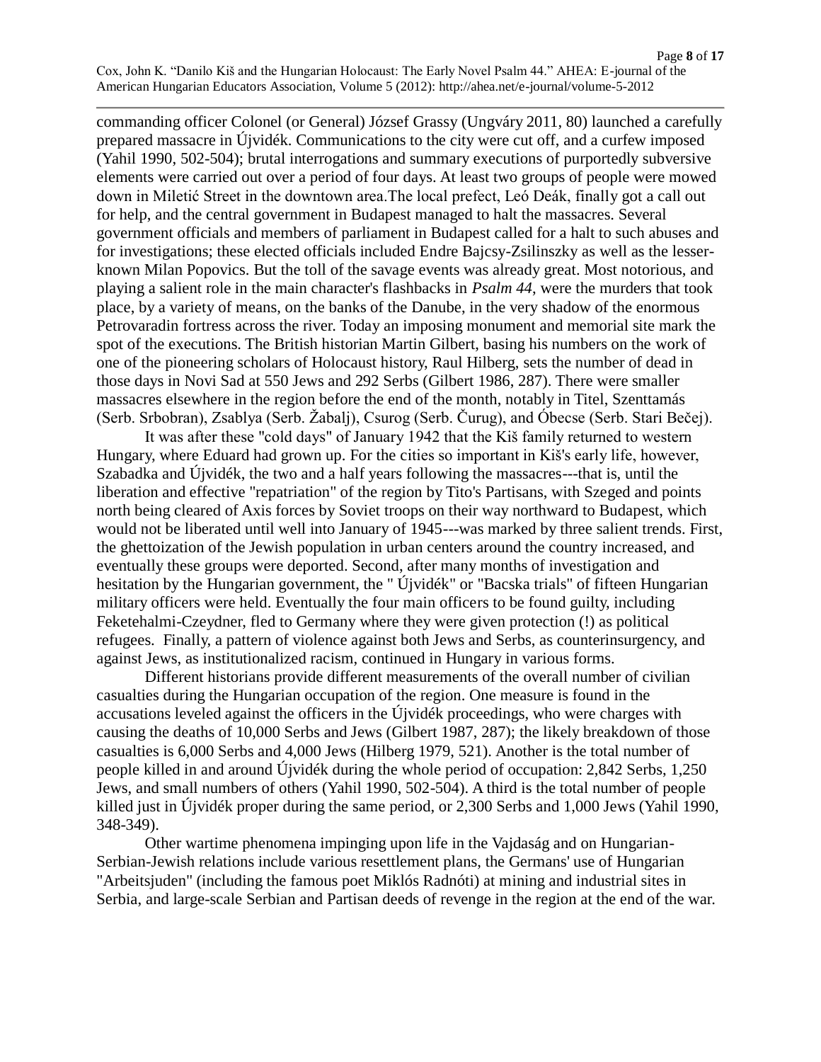commanding officer Colonel (or General) József Grassy (Ungváry 2011, 80) launched a carefully prepared massacre in Újvidék. Communications to the city were cut off, and a curfew imposed (Yahil 1990, 502-504); brutal interrogations and summary executions of purportedly subversive elements were carried out over a period of four days. At least two groups of people were mowed down in Miletić Street in the downtown area.The local prefect, Leó Deák, finally got a call out for help, and the central government in Budapest managed to halt the massacres. Several government officials and members of parliament in Budapest called for a halt to such abuses and for investigations; these elected officials included Endre Bajcsy-Zsilinszky as well as the lesser-known Milan Popovics. But the toll of the savage events was already great. Most notorious, and playing a salient role in the main character's flashbacks in *Psalm 44*, were the murders that took place, by a variety of means, on the banks of the Danube, in the very shadow of the enormous Petrovaradin fortress across the river. Today an imposing monument and memorial site mark the spot of the executions. The British historian Martin Gilbert, basing his numbers on the work of one of the pioneering scholars of Holocaust history, Raul Hilberg, sets the number of dead in those days in Novi Sad at 550 Jews and 292 Serbs (Gilbert 1986, 287). There were smaller massacres elsewhere in the region before the end of the month, notably in Titel, Szenttamás (Serb. Srbobran), Zsablya (Serb. Žabalj), Csurog (Serb. Čurug), and Óbecse (Serb. Stari Bečej).

It was after these "cold days" of January 1942 that the Kiš family returned to western Hungary, where Eduard had grown up. For the cities so important in Kiš's early life, however, Szabadka and Újvidék, the two and a half years following the massacres---that is, until the liberation and effective "repatriation" of the region by Tito's Partisans, with Szeged and points north being cleared of Axis forces by Soviet troops on their way northward to Budapest, which would not be liberated until well into January of 1945---was marked by three salient trends. First, the ghettoization of the Jewish population in urban centers around the country increased, and eventually these groups were deported. Second, after many months of investigation and hesitation by the Hungarian government, the " Újvidék" or "Bacska trials" of fifteen Hungarian military officers were held. Eventually the four main officers to be found guilty, including Feketehalmi-Czeydner, fled to Germany where they were given protection (!) as political refugees. Finally, a pattern of violence against both Jews and Serbs, as counterinsurgency, and against Jews, as institutionalized racism, continued in Hungary in various forms.

Different historians provide different measurements of the overall number of civilian casualties during the Hungarian occupation of the region. One measure is found in the accusations leveled against the officers in the Újvidék proceedings, who were charges with causing the deaths of 10,000 Serbs and Jews (Gilbert 1987, 287); the likely breakdown of those casualties is 6,000 Serbs and 4,000 Jews (Hilberg 1979, 521). Another is the total number of people killed in and around Újvidék during the whole period of occupation: 2,842 Serbs, 1,250 Jews, and small numbers of others (Yahil 1990, 502-504). A third is the total number of people killed just in Újvidék proper during the same period, or 2,300 Serbs and 1,000 Jews (Yahil 1990, 348-349).

Other wartime phenomena impinging upon life in the Vajdaság and on Hungarian-Serbian-Jewish relations include various resettlement plans, the Germans' use of Hungarian "Arbeitsjuden" (including the famous poet Miklós Radnóti) at mining and industrial sites in Serbia, and large-scale Serbian and Partisan deeds of revenge in the region at the end of the war.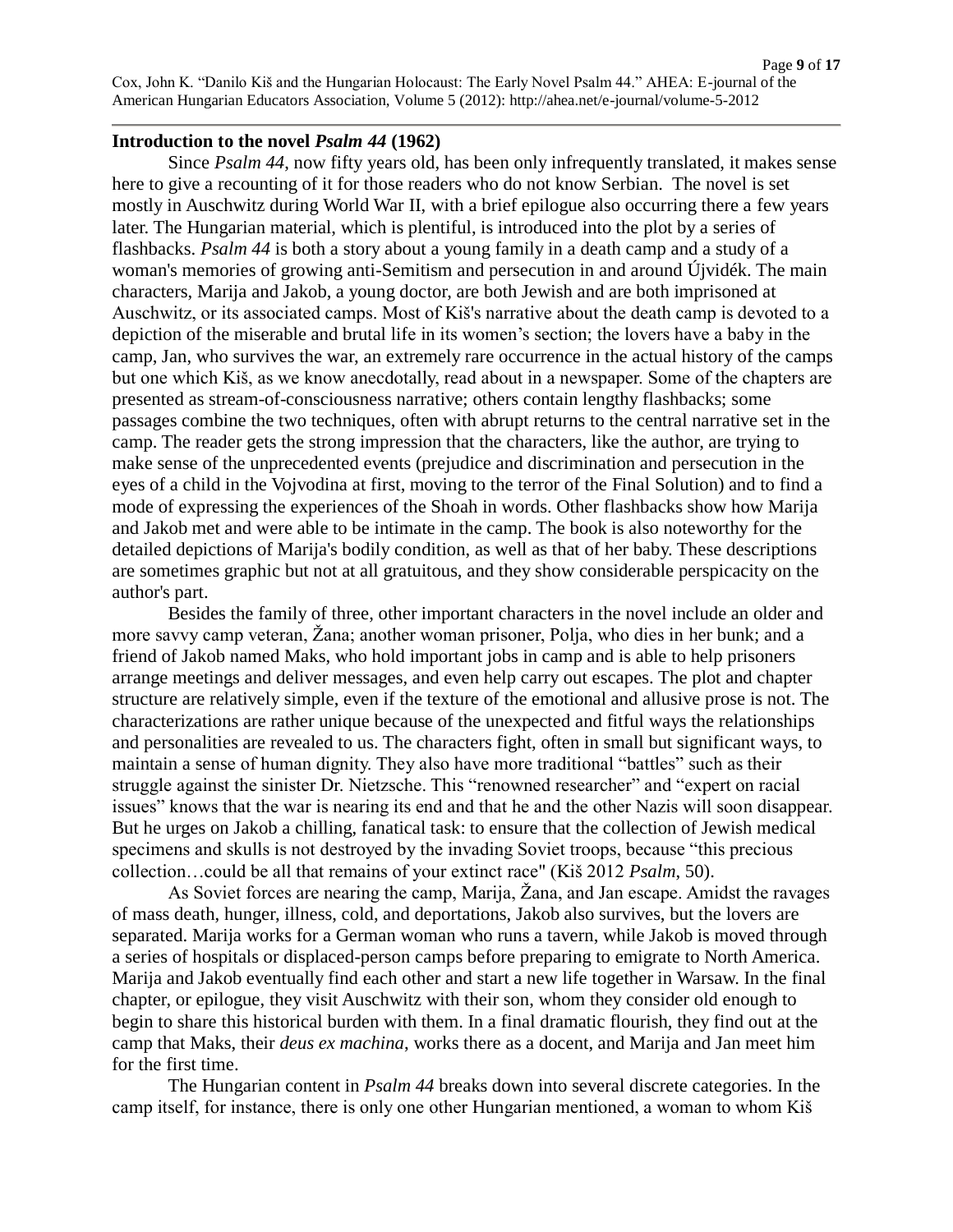**Introduction to the novel *Psalm 44* (1962)**

Since *Psalm 44*, now fifty years old, has been only infrequently translated, it makes sense here to give a recounting of it for those readers who do not know Serbian. The novel is set mostly in Auschwitz during World War II, with a brief epilogue also occurring there a few years later. The Hungarian material, which is plentiful, is introduced into the plot by a series of flashbacks. *Psalm 44* is both a story about a young family in a death camp and a study of a woman's memories of growing anti-Semitism and persecution in and around Újvidék. The main characters, Marija and Jakob, a young doctor, are both Jewish and are both imprisoned at Auschwitz, or its associated camps. Most of Kiš's narrative about the death camp is devoted to a depiction of the miserable and brutal life in its women's section; the lovers have a baby in the camp, Jan, who survives the war, an extremely rare occurrence in the actual history of the camps but one which Kiš, as we know anecdotally, read about in a newspaper. Some of the chapters are presented as stream-of-consciousness narrative; others contain lengthy flashbacks; some passages combine the two techniques, often with abrupt returns to the central narrative set in the camp. The reader gets the strong impression that the characters, like the author, are trying to make sense of the unprecedented events (prejudice and discrimination and persecution in the eyes of a child in the Vojvodina at first, moving to the terror of the Final Solution) and to find a mode of expressing the experiences of the Shoah in words. Other flashbacks show how Marija and Jakob met and were able to be intimate in the camp. The book is also noteworthy for the detailed depictions of Marija's bodily condition, as well as that of her baby. These descriptions are sometimes graphic but not at all gratuitous, and they show considerable perspicacity on the author's part.

Besides the family of three, other important characters in the novel include an older and more savvy camp veteran, Žana; another woman prisoner, Polja, who dies in her bunk; and a friend of Jakob named Maks, who hold important jobs in camp and is able to help prisoners arrange meetings and deliver messages, and even help carry out escapes. The plot and chapter structure are relatively simple, even if the texture of the emotional and allusive prose is not. The characterizations are rather unique because of the unexpected and fitful ways the relationships and personalities are revealed to us. The characters fight, often in small but significant ways, to maintain a sense of human dignity. They also have more traditional "battles" such as their struggle against the sinister Dr. Nietzsche. This "renowned researcher" and "expert on racial issues" knows that the war is nearing its end and that he and the other Nazis will soon disappear. But he urges on Jakob a chilling, fanatical task: to ensure that the collection of Jewish medical specimens and skulls is not destroyed by the invading Soviet troops, because "this precious collection…could be all that remains of your extinct race" (Kiš 2012 *Psalm*, 50).

As Soviet forces are nearing the camp, Marija, Žana, and Jan escape. Amidst the ravages of mass death, hunger, illness, cold, and deportations, Jakob also survives, but the lovers are separated. Marija works for a German woman who runs a tavern, while Jakob is moved through a series of hospitals or displaced-person camps before preparing to emigrate to North America. Marija and Jakob eventually find each other and start a new life together in Warsaw. In the final chapter, or epilogue, they visit Auschwitz with their son, whom they consider old enough to begin to share this historical burden with them. In a final dramatic flourish, they find out at the camp that Maks, their *deus ex machina*, works there as a docent, and Marija and Jan meet him for the first time.

The Hungarian content in *Psalm 44* breaks down into several discrete categories. In the camp itself, for instance, there is only one other Hungarian mentioned, a woman to whom Kiš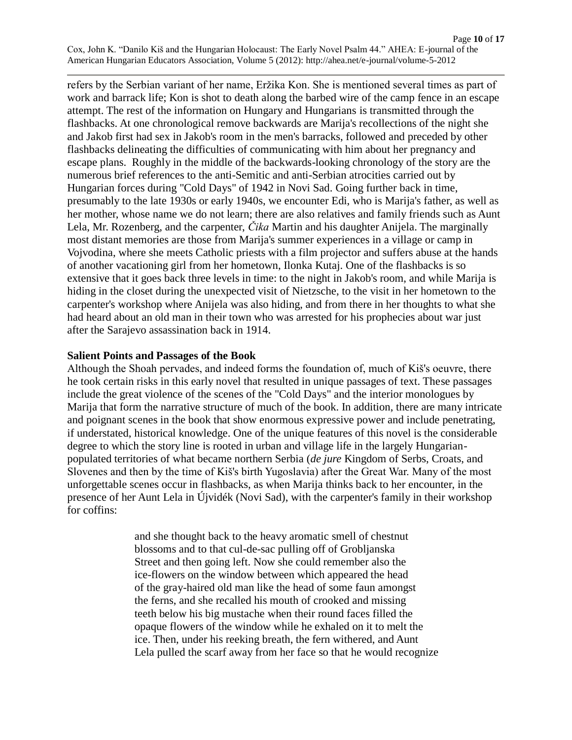refers by the Serbian variant of her name, Eržika Kon. She is mentioned several times as part of work and barrack life; Kon is shot to death along the barbed wire of the camp fence in an escape attempt. The rest of the information on Hungary and Hungarians is transmitted through the flashbacks. At one chronological remove backwards are Marija's recollections of the night she and Jakob first had sex in Jakob's room in the men's barracks, followed and preceded by other flashbacks delineating the difficulties of communicating with him about her pregnancy and escape plans.  Roughly in the middle of the backwards-looking chronology of the story are the numerous brief references to the anti-Semitic and anti-Serbian atrocities carried out by Hungarian forces during "Cold Days" of 1942 in Novi Sad. Going further back in time, presumably to the late 1930s or early 1940s, we encounter Edi, who is Marija's father, as well as her mother, whose name we do not learn; there are also relatives and family friends such as Aunt Lela, Mr. Rozenberg, and the carpenter, *Čika* Martin and his daughter Anijela. The marginally most distant memories are those from Marija's summer experiences in a village or camp in Vojvodina, where she meets Catholic priests with a film projector and suffers abuse at the hands of another vacationing girl from her hometown, Ilonka Kutaj. One of the flashbacks is so extensive that it goes back three levels in time: to the night in Jakob's room, and while Marija is hiding in the closet during the unexpected visit of Nietzsche, to the visit in her hometown to the carpenter's workshop where Anijela was also hiding, and from there in her thoughts to what she had heard about an old man in their town who was arrested for his prophecies about war just after the Sarajevo assassination back in 1914.

**Salient Points and Passages of the Book**

Although the Shoah pervades, and indeed forms the foundation of, much of Kiš's oeuvre, there he took certain risks in this early novel that resulted in unique passages of text. These passages include the great violence of the scenes of the "Cold Days" and the interior monologues by Marija that form the narrative structure of much of the book. In addition, there are many intricate and poignant scenes in the book that show enormous expressive power and include penetrating, if understated, historical knowledge. One of the unique features of this novel is the considerable degree to which the story line is rooted in urban and village life in the largely Hungarian-populated territories of what became northern Serbia (*de jure* Kingdom of Serbs, Croats, and Slovenes and then by the time of Kiš's birth Yugoslavia) after the Great War. Many of the most unforgettable scenes occur in flashbacks, as when Marija thinks back to her encounter, in the presence of her Aunt Lela in Újvidék (Novi Sad), with the carpenter's family in their workshop for coffins:

> and she thought back to the heavy aromatic smell of chestnut blossoms and to that cul-de-sac pulling off of Grobljanska Street and then going left. Now she could remember also the ice-flowers on the window between which appeared the head of the gray-haired old man like the head of some faun amongst the ferns, and she recalled his mouth of crooked and missing teeth below his big mustache when their round faces filled the opaque flowers of the window while he exhaled on it to melt the ice. Then, under his reeking breath, the fern withered, and Aunt Lela pulled the scarf away from her face so that he would recognize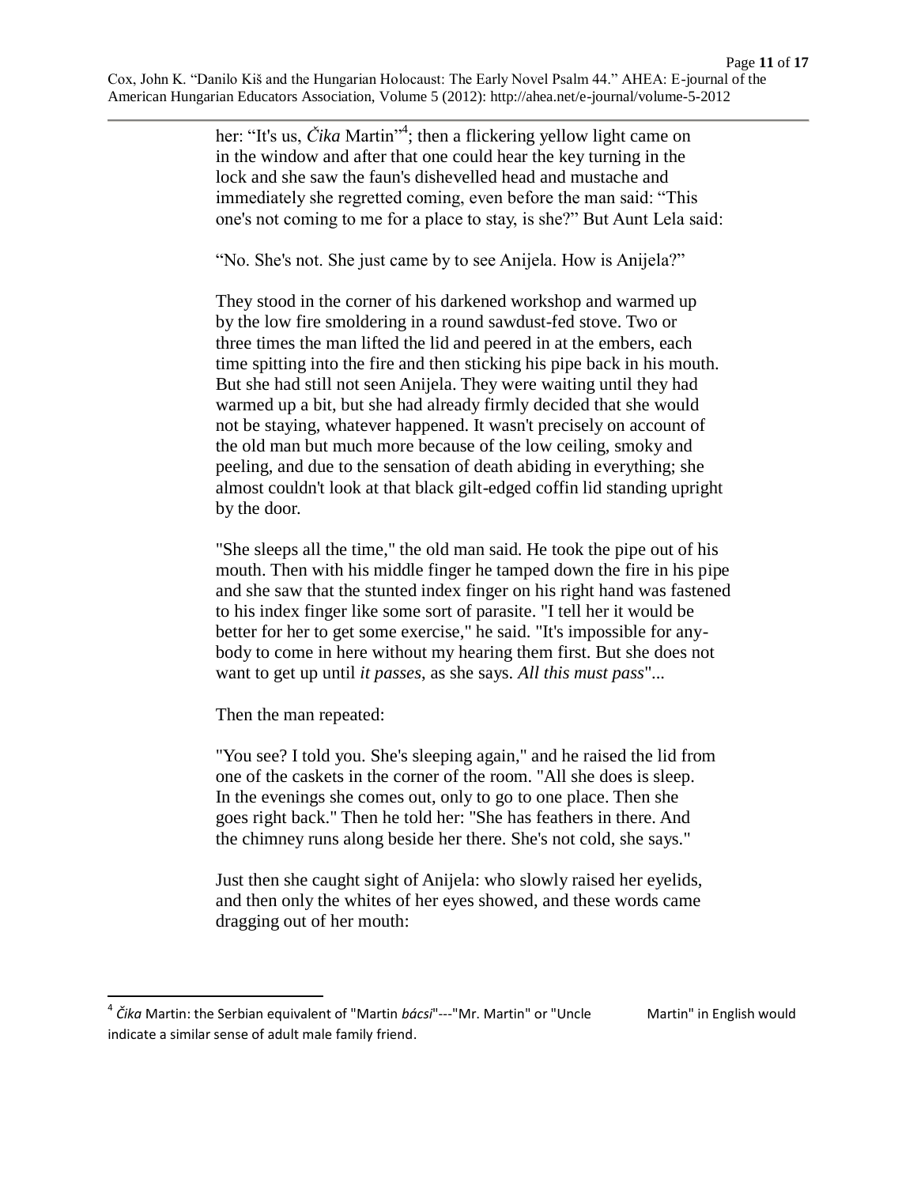her: “It's us, *Čika* Martin”[4]; then a flickering yellow light came on in the window and after that one could hear the key turning in the lock and she saw the faun's dishevelled head and mustache and immediately she regretted coming, even before the man said: “This one's not coming to me for a place to stay, is she?” But Aunt Lela said:

“No. She's not. She just came by to see Anijela. How is Anijela?”

They stood in the corner of his darkened workshop and warmed up by the low fire smoldering in a round sawdust-fed stove. Two or three times the man lifted the lid and peered in at the embers, each time spitting into the fire and then sticking his pipe back in his mouth. But she had still not seen Anijela. They were waiting until they had warmed up a bit, but she had already firmly decided that she would not be staying, whatever happened. It wasn't precisely on account of the old man but much more because of the low ceiling, smoky and peeling, and due to the sensation of death abiding in everything; she almost couldn't look at that black gilt-edged coffin lid standing upright by the door.

"She sleeps all the time," the old man said. He took the pipe out of his mouth. Then with his middle finger he tamped down the fire in his pipe and she saw that the stunted index finger on his right hand was fastened to his index finger like some sort of parasite. "I tell her it would be better for her to get some exercise," he said. "It's impossible for any-body to come in here without my hearing them first. But she does not want to get up until *it passes*, as she says. *All this must pass*"...

Then the man repeated:

"You see? I told you. She's sleeping again," and he raised the lid from one of the caskets in the corner of the room. "All she does is sleep. In the evenings she comes out, only to go to one place. Then she goes right back." Then he told her: "She has feathers in there. And the chimney runs along beside her there. She's not cold, she says."

Just then she caught sight of Anijela: who slowly raised her eyelids, and then only the whites of her eyes showed, and these words came dragging out of her mouth:

---

[4] *Čika* Martin: the Serbian equivalent of "Martin *bácsi*"---"Mr. Martin" or "Uncle Martin" in English would indicate a similar sense of adult male family friend.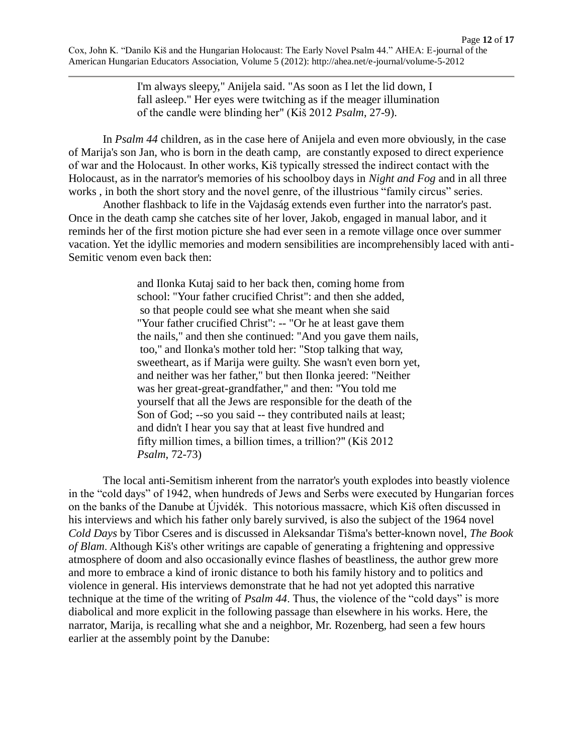> I'm always sleepy," Anijela said. "As soon as I let the lid down, I fall asleep." Her eyes were twitching as if the meager illumination of the candle were blinding her" (Kiš 2012 *Psalm*, 27-9).

In *Psalm 44* children, as in the case here of Anijela and even more obviously, in the case of Marija's son Jan, who is born in the death camp, are constantly exposed to direct experience of war and the Holocaust. In other works, Kiš typically stressed the indirect contact with the Holocaust, as in the narrator's memories of his schoolboy days in *Night and Fog* and in all three works , in both the short story and the novel genre, of the illustrious "family circus" series.

Another flashback to life in the Vajdaság extends even further into the narrator's past. Once in the death camp she catches site of her lover, Jakob, engaged in manual labor, and it reminds her of the first motion picture she had ever seen in a remote village once over summer vacation. Yet the idyllic memories and modern sensibilities are incomprehensibly laced with anti-Semitic venom even back then:

> and Ilonka Kutaj said to her back then, coming home from school: "Your father crucified Christ": and then she added, so that people could see what she meant when she said "Your father crucified Christ": -- "Or he at least gave them the nails," and then she continued: "And you gave them nails, too," and Ilonka's mother told her: "Stop talking that way, sweetheart, as if Marija were guilty. She wasn't even born yet, and neither was her father," but then Ilonka jeered: "Neither was her great-great-grandfather," and then: "You told me yourself that all the Jews are responsible for the death of the Son of God; --so you said -- they contributed nails at least; and didn't I hear you say that at least five hundred and fifty million times, a billion times, a trillion?" (Kiš 2012 *Psalm*, 72-73)

The local anti-Semitism inherent from the narrator's youth explodes into beastly violence in the "cold days" of 1942, when hundreds of Jews and Serbs were executed by Hungarian forces on the banks of the Danube at Újvidék. This notorious massacre, which Kiš often discussed in his interviews and which his father only barely survived, is also the subject of the 1964 novel *Cold Days* by Tibor Cseres and is discussed in Aleksandar Tišma's better-known novel, *The Book of Blam*. Although Kiš's other writings are capable of generating a frightening and oppressive atmosphere of doom and also occasionally evince flashes of beastliness, the author grew more and more to embrace a kind of ironic distance to both his family history and to politics and violence in general. His interviews demonstrate that he had not yet adopted this narrative technique at the time of the writing of *Psalm 44*. Thus, the violence of the "cold days" is more diabolical and more explicit in the following passage than elsewhere in his works. Here, the narrator, Marija, is recalling what she and a neighbor, Mr. Rozenberg, had seen a few hours earlier at the assembly point by the Danube: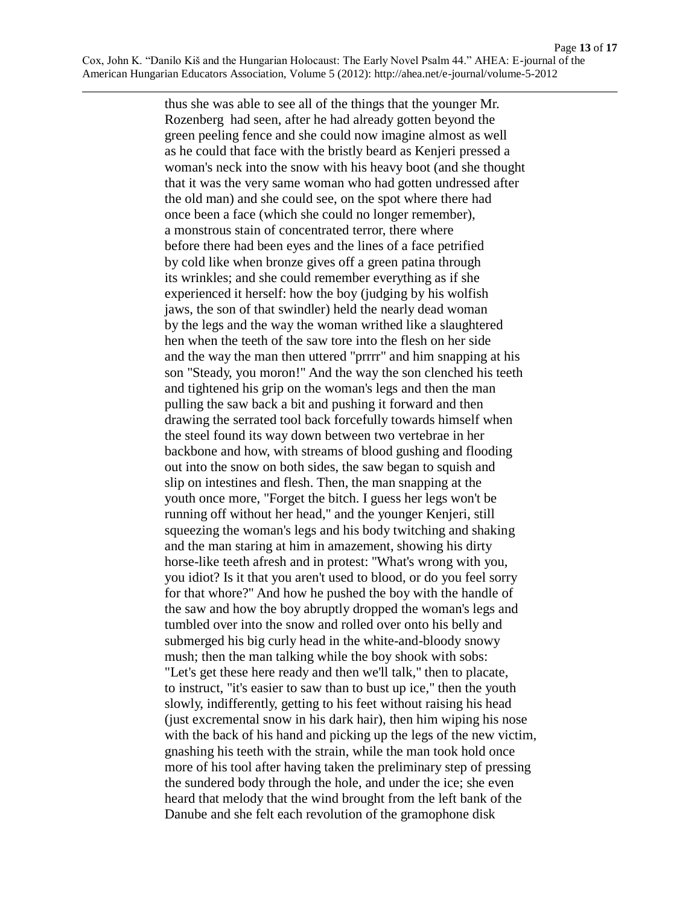thus she was able to see all of the things that the younger Mr. Rozenberg had seen, after he had already gotten beyond the green peeling fence and she could now imagine almost as well as he could that face with the bristly beard as Kenjeri pressed a woman's neck into the snow with his heavy boot (and she thought that it was the very same woman who had gotten undressed after the old man) and she could see, on the spot where there had once been a face (which she could no longer remember), a monstrous stain of concentrated terror, there where before there had been eyes and the lines of a face petrified by cold like when bronze gives off a green patina through its wrinkles; and she could remember everything as if she experienced it herself: how the boy (judging by his wolfish jaws, the son of that swindler) held the nearly dead woman by the legs and the way the woman writhed like a slaughtered hen when the teeth of the saw tore into the flesh on her side and the way the man then uttered "prrrr" and him snapping at his son "Steady, you moron!" And the way the son clenched his teeth and tightened his grip on the woman's legs and then the man pulling the saw back a bit and pushing it forward and then drawing the serrated tool back forcefully towards himself when the steel found its way down between two vertebrae in her backbone and how, with streams of blood gushing and flooding out into the snow on both sides, the saw began to squish and slip on intestines and flesh. Then, the man snapping at the youth once more, "Forget the bitch. I guess her legs won't be running off without her head," and the younger Kenjeri, still squeezing the woman's legs and his body twitching and shaking and the man staring at him in amazement, showing his dirty horse-like teeth afresh and in protest: "What's wrong with you, you idiot? Is it that you aren't used to blood, or do you feel sorry for that whore?" And how he pushed the boy with the handle of the saw and how the boy abruptly dropped the woman's legs and tumbled over into the snow and rolled over onto his belly and submerged his big curly head in the white-and-bloody snowy mush; then the man talking while the boy shook with sobs: "Let's get these here ready and then we'll talk," then to placate, to instruct, "it's easier to saw than to bust up ice," then the youth slowly, indifferently, getting to his feet without raising his head (just excremental snow in his dark hair), then him wiping his nose with the back of his hand and picking up the legs of the new victim, gnashing his teeth with the strain, while the man took hold once more of his tool after having taken the preliminary step of pressing the sundered body through the hole, and under the ice; she even heard that melody that the wind brought from the left bank of the Danube and she felt each revolution of the gramophone disk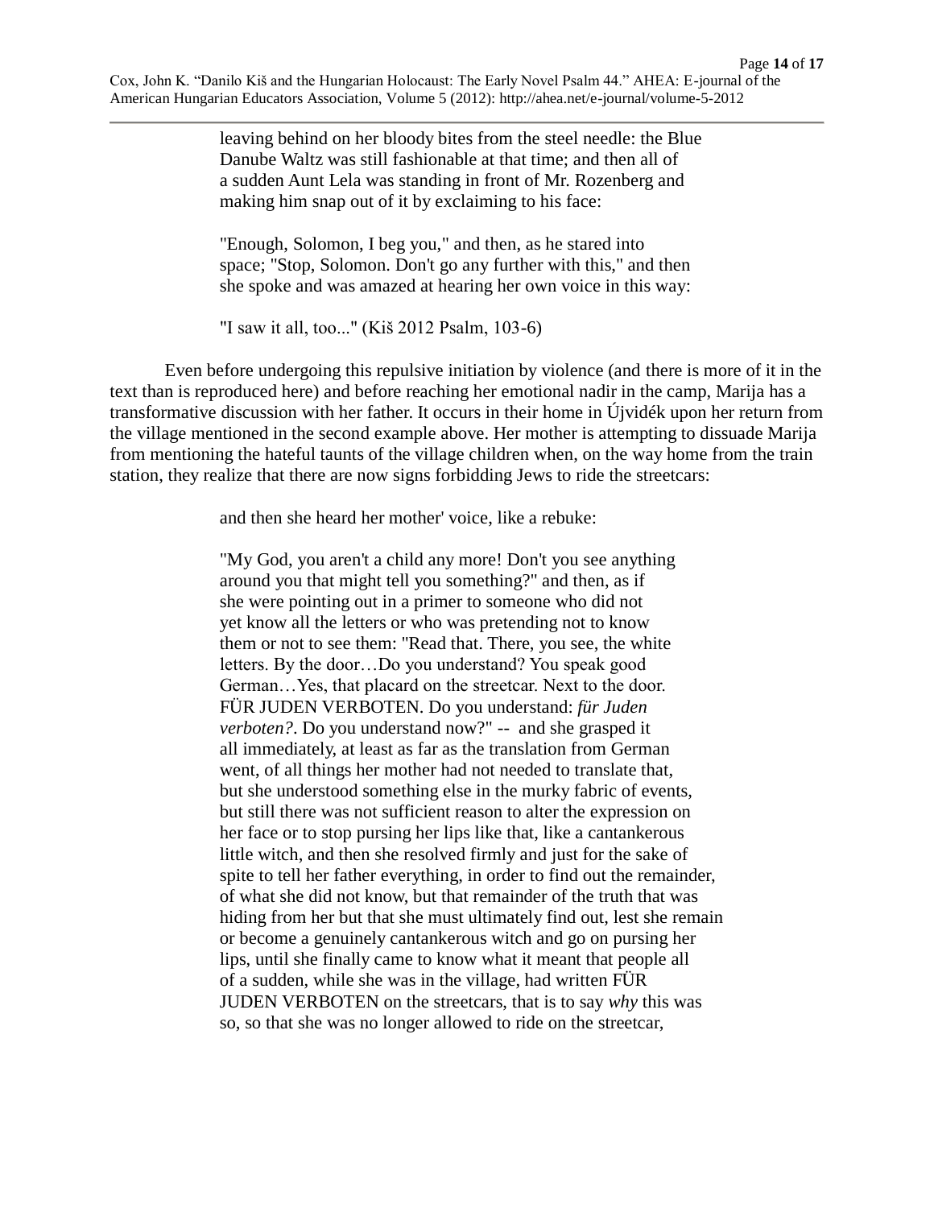> leaving behind on her bloody bites from the steel needle: the Blue Danube Waltz was still fashionable at that time; and then all of a sudden Aunt Lela was standing in front of Mr. Rozenberg and making him snap out of it by exclaiming to his face:
>
> "Enough, Solomon, I beg you," and then, as he stared into space; "Stop, Solomon. Don't go any further with this," and then she spoke and was amazed at hearing her own voice in this way:
>
> "I saw it all, too..." (Kiš 2012 Psalm, 103-6)

Even before undergoing this repulsive initiation by violence (and there is more of it in the text than is reproduced here) and before reaching her emotional nadir in the camp, Marija has a transformative discussion with her father. It occurs in their home in Újvidék upon her return from the village mentioned in the second example above. Her mother is attempting to dissuade Marija from mentioning the hateful taunts of the village children when, on the way home from the train station, they realize that there are now signs forbidding Jews to ride the streetcars:

> and then she heard her mother' voice, like a rebuke:
>
> "My God, you aren't a child any more! Don't you see anything around you that might tell you something?" and then, as if she were pointing out in a primer to someone who did not yet know all the letters or who was pretending not to know them or not to see them: "Read that. There, you see, the white letters. By the door…Do you understand? You speak good German…Yes, that placard on the streetcar. Next to the door. FÜR JUDEN VERBOTEN. Do you understand: *für Juden verboten?*. Do you understand now?" -- and she grasped it all immediately, at least as far as the translation from German went, of all things her mother had not needed to translate that, but she understood something else in the murky fabric of events, but still there was not sufficient reason to alter the expression on her face or to stop pursing her lips like that, like a cantankerous little witch, and then she resolved firmly and just for the sake of spite to tell her father everything, in order to find out the remainder, of what she did not know, but that remainder of the truth that was hiding from her but that she must ultimately find out, lest she remain or become a genuinely cantankerous witch and go on pursing her lips, until she finally came to know what it meant that people all of a sudden, while she was in the village, had written FÜR JUDEN VERBOTEN on the streetcars, that is to say *why* this was so, so that she was no longer allowed to ride on the streetcar,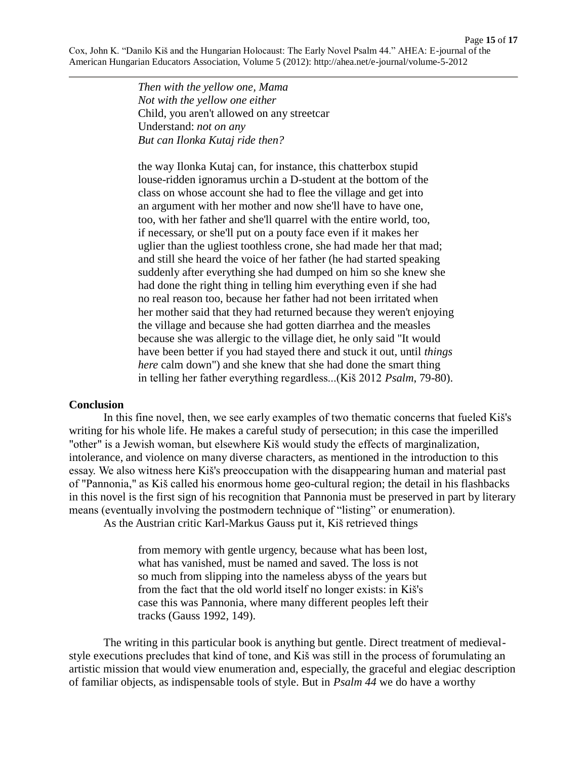> *Then with the yellow one, Mama*
> *Not with the yellow one either*
> Child, you aren't allowed on any streetcar
> Understand: *not on any*
> *But can Ilonka Kutaj ride then?*
>
> the way Ilonka Kutaj can, for instance, this chatterbox stupid louse-ridden ignoramus urchin a D-student at the bottom of the class on whose account she had to flee the village and get into an argument with her mother and now she'll have to have one, too, with her father and she'll quarrel with the entire world, too, if necessary, or she'll put on a pouty face even if it makes her uglier than the ugliest toothless crone, she had made her that mad; and still she heard the voice of her father (he had started speaking suddenly after everything she had dumped on him so she knew she had done the right thing in telling him everything even if she had no real reason too, because her father had not been irritated when her mother said that they had returned because they weren't enjoying the village and because she had gotten diarrhea and the measles because she was allergic to the village diet, he only said "It would have been better if you had stayed there and stuck it out, until *things here* calm down") and she knew that she had done the smart thing in telling her father everything regardless...(Kiš 2012 *Psalm*, 79-80).

**Conclusion**

In this fine novel, then, we see early examples of two thematic concerns that fueled Kiš's writing for his whole life. He makes a careful study of persecution; in this case the imperilled "other" is a Jewish woman, but elsewhere Kiš would study the effects of marginalization, intolerance, and violence on many diverse characters, as mentioned in the introduction to this essay. We also witness here Kiš's preoccupation with the disappearing human and material past of "Pannonia," as Kiš called his enormous home geo-cultural region; the detail in his flashbacks in this novel is the first sign of his recognition that Pannonia must be preserved in part by literary means (eventually involving the postmodern technique of "listing" or enumeration).

As the Austrian critic Karl-Markus Gauss put it, Kiš retrieved things

> from memory with gentle urgency, because what has been lost, what has vanished, must be named and saved. The loss is not so much from slipping into the nameless abyss of the years but from the fact that the old world itself no longer exists: in Kiš's case this was Pannonia, where many different peoples left their tracks (Gauss 1992, 149).

The writing in this particular book is anything but gentle. Direct treatment of medieval-style executions precludes that kind of tone, and Kiš was still in the process of forumulating an artistic mission that would view enumeration and, especially, the graceful and elegiac description of familiar objects, as indispensable tools of style. But in *Psalm 44* we do have a worthy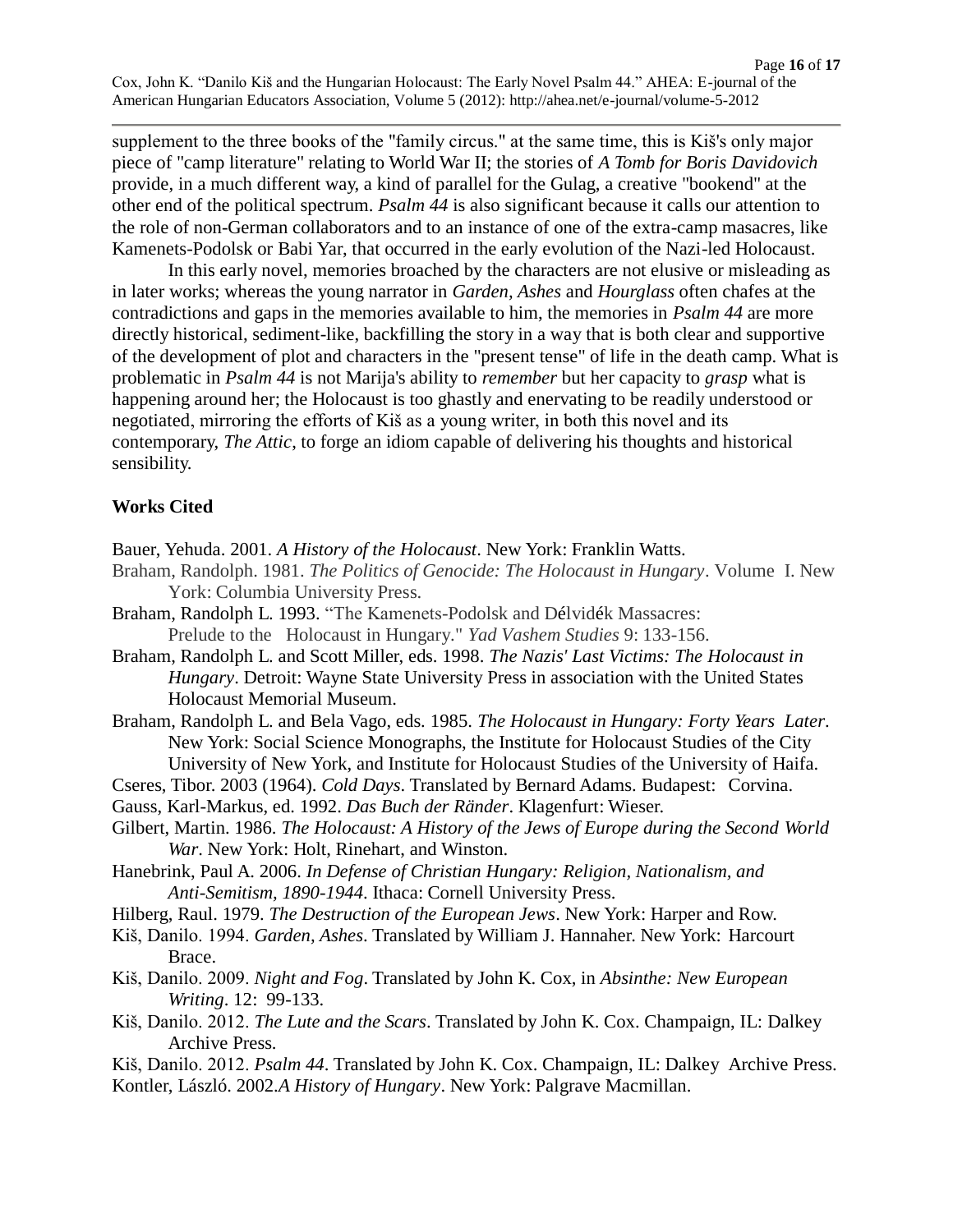supplement to the three books of the "family circus." at the same time, this is Kiš's only major piece of "camp literature" relating to World War II; the stories of *A Tomb for Boris Davidovich* provide, in a much different way, a kind of parallel for the Gulag, a creative "bookend" at the other end of the political spectrum. *Psalm 44* is also significant because it calls our attention to the role of non-German collaborators and to an instance of one of the extra-camp masacres, like Kamenets-Podolsk or Babi Yar, that occurred in the early evolution of the Nazi-led Holocaust.

In this early novel, memories broached by the characters are not elusive or misleading as in later works; whereas the young narrator in *Garden, Ashes* and *Hourglass* often chafes at the contradictions and gaps in the memories available to him, the memories in *Psalm 44* are more directly historical, sediment-like, backfilling the story in a way that is both clear and supportive of the development of plot and characters in the "present tense" of life in the death camp. What is problematic in *Psalm 44* is not Marija's ability to *remember* but her capacity to *grasp* what is happening around her; the Holocaust is too ghastly and enervating to be readily understood or negotiated, mirroring the efforts of Kiš as a young writer, in both this novel and its contemporary, *The Attic*, to forge an idiom capable of delivering his thoughts and historical sensibility.

## Works Cited

Bauer, Yehuda. 2001. *A History of the Holocaust*. New York: Franklin Watts.

Braham, Randolph. 1981. *The Politics of Genocide: The Holocaust in Hungary*. Volume I. New York: Columbia University Press.

Braham, Randolph L. 1993. "The Kamenets-Podolsk and Délvidék Massacres: Prelude to the Holocaust in Hungary." *Yad Vashem Studies* 9: 133-156.

Braham, Randolph L. and Scott Miller, eds. 1998. *The Nazis' Last Victims: The Holocaust in Hungary*. Detroit: Wayne State University Press in association with the United States Holocaust Memorial Museum.

Braham, Randolph L. and Bela Vago, eds. 1985. *The Holocaust in Hungary: Forty Years Later*. New York: Social Science Monographs, the Institute for Holocaust Studies of the City University of New York, and Institute for Holocaust Studies of the University of Haifa.

Cseres, Tibor. 2003 (1964). *Cold Days*. Translated by Bernard Adams. Budapest: Corvina.

Gauss, Karl-Markus, ed. 1992. *Das Buch der Ränder*. Klagenfurt: Wieser.

Gilbert, Martin. 1986. *The Holocaust: A History of the Jews of Europe during the Second World War*. New York: Holt, Rinehart, and Winston.

Hanebrink, Paul A. 2006. *In Defense of Christian Hungary: Religion, Nationalism, and Anti-Semitism, 1890-1944*. Ithaca: Cornell University Press.

Hilberg, Raul. 1979. *The Destruction of the European Jews*. New York: Harper and Row.

Kiš, Danilo. 1994. *Garden, Ashes*. Translated by William J. Hannaher. New York: Harcourt Brace.

Kiš, Danilo. 2009. *Night and Fog*. Translated by John K. Cox, in *Absinthe: New European Writing*. 12: 99-133.

Kiš, Danilo. 2012. *The Lute and the Scars*. Translated by John K. Cox. Champaign, IL: Dalkey Archive Press.

Kiš, Danilo. 2012. *Psalm 44*. Translated by John K. Cox. Champaign, IL: Dalkey Archive Press.

Kontler, László. 2002.*A History of Hungary*. New York: Palgrave Macmillan.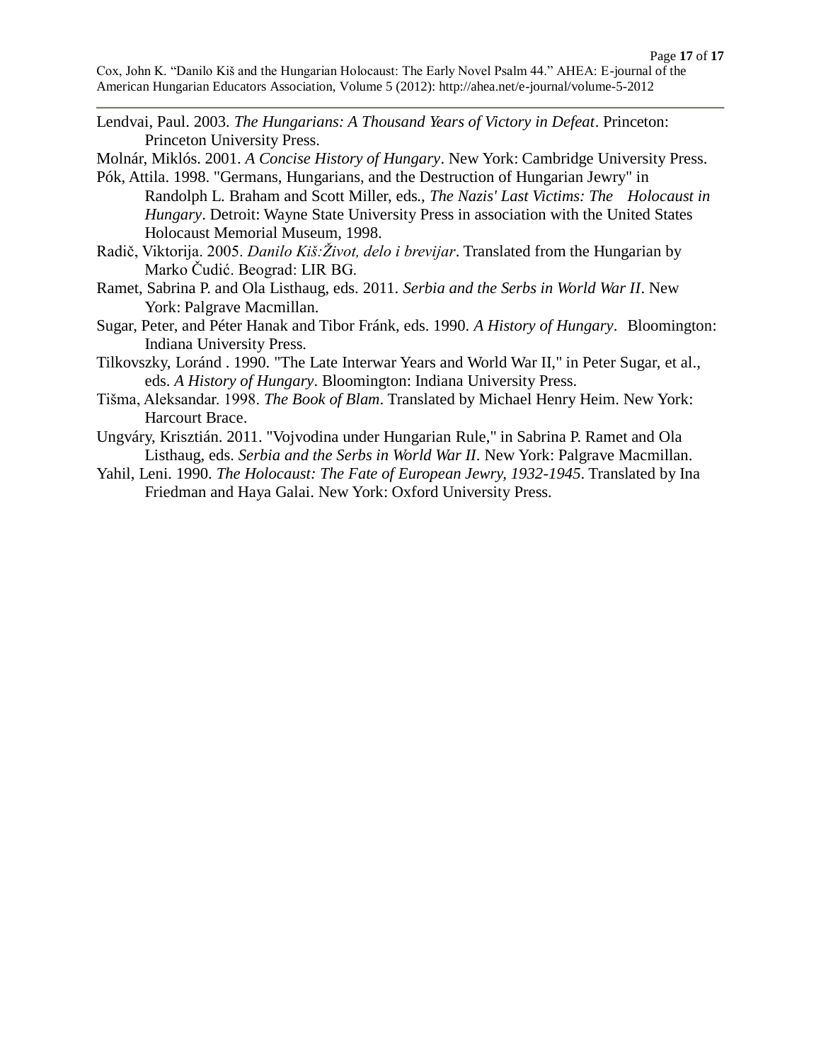Lendvai, Paul. 2003. *The Hungarians: A Thousand Years of Victory in Defeat*. Princeton: Princeton University Press.

Molnár, Miklós. 2001. *A Concise History of Hungary*. New York: Cambridge University Press.

Pók, Attila. 1998. "Germans, Hungarians, and the Destruction of Hungarian Jewry" in Randolph L. Braham and Scott Miller, eds., *The Nazis' Last Victims: The Holocaust in Hungary*. Detroit: Wayne State University Press in association with the United States Holocaust Memorial Museum, 1998.

Radič, Viktorija. 2005. *Danilo Kiš:Život, delo i brevijar*. Translated from the Hungarian by Marko Čudić. Beograd: LIR BG.

Ramet, Sabrina P. and Ola Listhaug, eds. 2011. *Serbia and the Serbs in World War II*. New York: Palgrave Macmillan.

Sugar, Peter, and Péter Hanak and Tibor Fránk, eds. 1990. *A History of Hungary*. Bloomington: Indiana University Press.

Tilkovszky, Loránd . 1990. "The Late Interwar Years and World War II," in Peter Sugar, et al., eds. *A History of Hungary*. Bloomington: Indiana University Press.

Tišma, Aleksandar. 1998. *The Book of Blam*. Translated by Michael Henry Heim. New York: Harcourt Brace.

Ungváry, Krisztián. 2011. "Vojvodina under Hungarian Rule," in Sabrina P. Ramet and Ola Listhaug, eds. *Serbia and the Serbs in World War II*. New York: Palgrave Macmillan.

Yahil, Leni. 1990. *The Holocaust: The Fate of European Jewry, 1932-1945*. Translated by Ina Friedman and Haya Galai. New York: Oxford University Press.